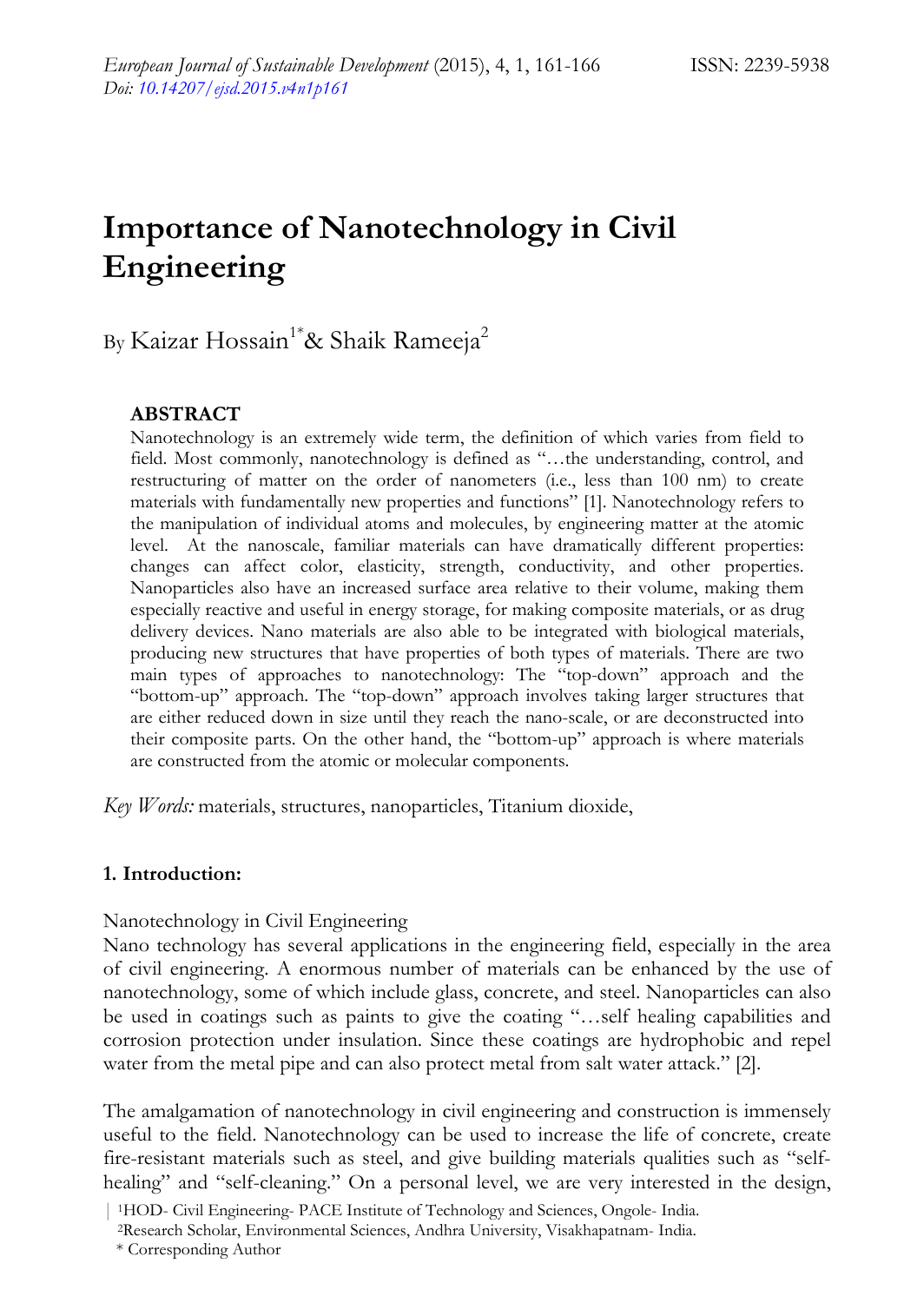# Importance of Nanotechnology in Civil Engineering

By Kaizar Hossain[1*] & Shaik Rameeja[2]

**ABSTRACT**

Nanotechnology is an extremely wide term, the definition of which varies from field to field. Most commonly, nanotechnology is defined as "…the understanding, control, and restructuring of matter on the order of nanometers (i.e., less than 100 nm) to create materials with fundamentally new properties and functions" [1]. Nanotechnology refers to the manipulation of individual atoms and molecules, by engineering matter at the atomic level. At the nanoscale, familiar materials can have dramatically different properties: changes can affect color, elasticity, strength, conductivity, and other properties. Nanoparticles also have an increased surface area relative to their volume, making them especially reactive and useful in energy storage, for making composite materials, or as drug delivery devices. Nano materials are also able to be integrated with biological materials, producing new structures that have properties of both types of materials. There are two main types of approaches to nanotechnology: The "top-down" approach and the "bottom-up" approach. The "top-down" approach involves taking larger structures that are either reduced down in size until they reach the nano-scale, or are deconstructed into their composite parts. On the other hand, the "bottom-up" approach is where materials are constructed from the atomic or molecular components.

*Key Words:* materials, structures, nanoparticles, Titanium dioxide,

## 1. Introduction:

Nanotechnology in Civil Engineering

Nano technology has several applications in the engineering field, especially in the area of civil engineering. A enormous number of materials can be enhanced by the use of nanotechnology, some of which include glass, concrete, and steel. Nanoparticles can also be used in coatings such as paints to give the coating "…self healing capabilities and corrosion protection under insulation. Since these coatings are hydrophobic and repel water from the metal pipe and can also protect metal from salt water attack." [2].

The amalgamation of nanotechnology in civil engineering and construction is immensely useful to the field. Nanotechnology can be used to increase the life of concrete, create fire-resistant materials such as steel, and give building materials qualities such as "self-healing" and "self-cleaning." On a personal level, we are very interested in the design,

[1]HOD- Civil Engineering- PACE Institute of Technology and Sciences, Ongole- India.
[2]Research Scholar, Environmental Sciences, Andhra University, Visakhapatnam- India.
* Corresponding Author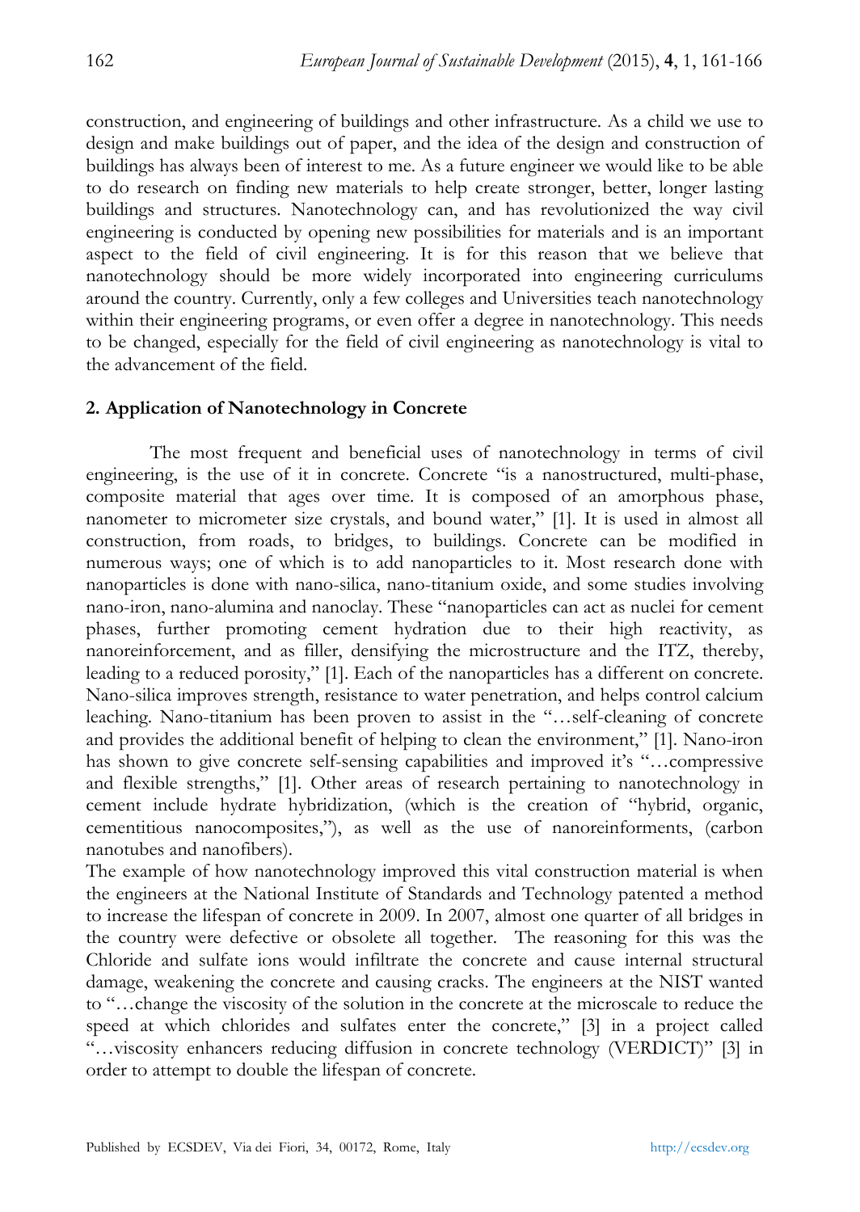construction, and engineering of buildings and other infrastructure. As a child we use to design and make buildings out of paper, and the idea of the design and construction of buildings has always been of interest to me. As a future engineer we would like to be able to do research on finding new materials to help create stronger, better, longer lasting buildings and structures. Nanotechnology can, and has revolutionized the way civil engineering is conducted by opening new possibilities for materials and is an important aspect to the field of civil engineering. It is for this reason that we believe that nanotechnology should be more widely incorporated into engineering curriculums around the country. Currently, only a few colleges and Universities teach nanotechnology within their engineering programs, or even offer a degree in nanotechnology. This needs to be changed, especially for the field of civil engineering as nanotechnology is vital to the advancement of the field.

## 2. Application of Nanotechnology in Concrete

The most frequent and beneficial uses of nanotechnology in terms of civil engineering, is the use of it in concrete. Concrete "is a nanostructured, multi-phase, composite material that ages over time. It is composed of an amorphous phase, nanometer to micrometer size crystals, and bound water," [1]. It is used in almost all construction, from roads, to bridges, to buildings. Concrete can be modified in numerous ways; one of which is to add nanoparticles to it. Most research done with nanoparticles is done with nano-silica, nano-titanium oxide, and some studies involving nano-iron, nano-alumina and nanoclay. These "nanoparticles can act as nuclei for cement phases, further promoting cement hydration due to their high reactivity, as nanoreinforcement, and as filler, densifying the microstructure and the ITZ, thereby, leading to a reduced porosity," [1]. Each of the nanoparticles has a different on concrete. Nano-silica improves strength, resistance to water penetration, and helps control calcium leaching. Nano-titanium has been proven to assist in the "…self-cleaning of concrete and provides the additional benefit of helping to clean the environment," [1]. Nano-iron has shown to give concrete self-sensing capabilities and improved it's "…compressive and flexible strengths," [1]. Other areas of research pertaining to nanotechnology in cement include hydrate hybridization, (which is the creation of "hybrid, organic, cementitious nanocomposites,"), as well as the use of nanoreinforments, (carbon nanotubes and nanofibers).

The example of how nanotechnology improved this vital construction material is when the engineers at the National Institute of Standards and Technology patented a method to increase the lifespan of concrete in 2009. In 2007, almost one quarter of all bridges in the country were defective or obsolete all together. The reasoning for this was the Chloride and sulfate ions would infiltrate the concrete and cause internal structural damage, weakening the concrete and causing cracks. The engineers at the NIST wanted to "…change the viscosity of the solution in the concrete at the microscale to reduce the speed at which chlorides and sulfates enter the concrete," [3] in a project called "…viscosity enhancers reducing diffusion in concrete technology (VERDICT)" [3] in order to attempt to double the lifespan of concrete.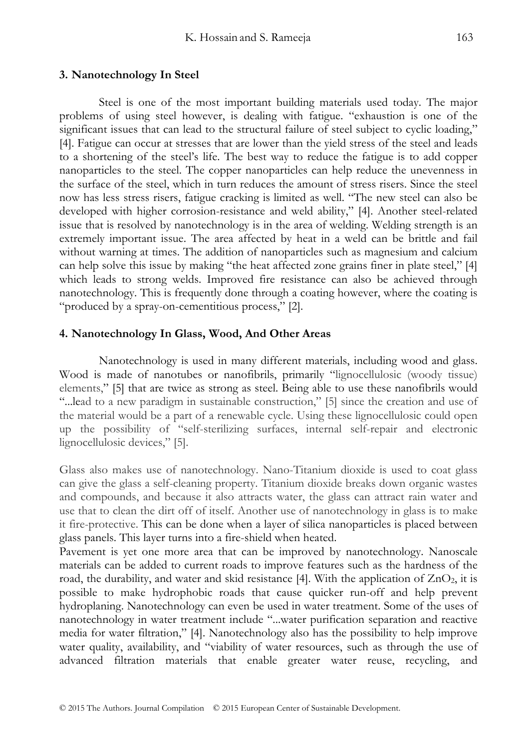## 3. Nanotechnology In Steel

Steel is one of the most important building materials used today. The major problems of using steel however, is dealing with fatigue. "exhaustion is one of the significant issues that can lead to the structural failure of steel subject to cyclic loading," [4]. Fatigue can occur at stresses that are lower than the yield stress of the steel and leads to a shortening of the steel's life. The best way to reduce the fatigue is to add copper nanoparticles to the steel. The copper nanoparticles can help reduce the unevenness in the surface of the steel, which in turn reduces the amount of stress risers. Since the steel now has less stress risers, fatigue cracking is limited as well. "The new steel can also be developed with higher corrosion-resistance and weld ability," [4]. Another steel-related issue that is resolved by nanotechnology is in the area of welding. Welding strength is an extremely important issue. The area affected by heat in a weld can be brittle and fail without warning at times. The addition of nanoparticles such as magnesium and calcium can help solve this issue by making "the heat affected zone grains finer in plate steel," [4] which leads to strong welds. Improved fire resistance can also be achieved through nanotechnology. This is frequently done through a coating however, where the coating is "produced by a spray-on-cementitious process," [2].

## 4. Nanotechnology In Glass, Wood, And Other Areas

Nanotechnology is used in many different materials, including wood and glass. Wood is made of nanotubes or nanofibrils, primarily "lignocellulosic (woody tissue) elements," [5] that are twice as strong as steel. Being able to use these nanofibrils would "...lead to a new paradigm in sustainable construction," [5] since the creation and use of the material would be a part of a renewable cycle. Using these lignocellulosic could open up the possibility of "self-sterilizing surfaces, internal self-repair and electronic lignocellulosic devices," [5].

Glass also makes use of nanotechnology. Nano-Titanium dioxide is used to coat glass can give the glass a self-cleaning property. Titanium dioxide breaks down organic wastes and compounds, and because it also attracts water, the glass can attract rain water and use that to clean the dirt off of itself. Another use of nanotechnology in glass is to make it fire-protective. This can be done when a layer of silica nanoparticles is placed between glass panels. This layer turns into a fire-shield when heated.

Pavement is yet one more area that can be improved by nanotechnology. Nanoscale materials can be added to current roads to improve features such as the hardness of the road, the durability, and water and skid resistance [4]. With the application of $ZnO_2$, it is possible to make hydrophobic roads that cause quicker run-off and help prevent hydroplaning. Nanotechnology can even be used in water treatment. Some of the uses of nanotechnology in water treatment include "...water purification separation and reactive media for water filtration," [4]. Nanotechnology also has the possibility to help improve water quality, availability, and "viability of water resources, such as through the use of advanced filtration materials that enable greater water reuse, recycling, and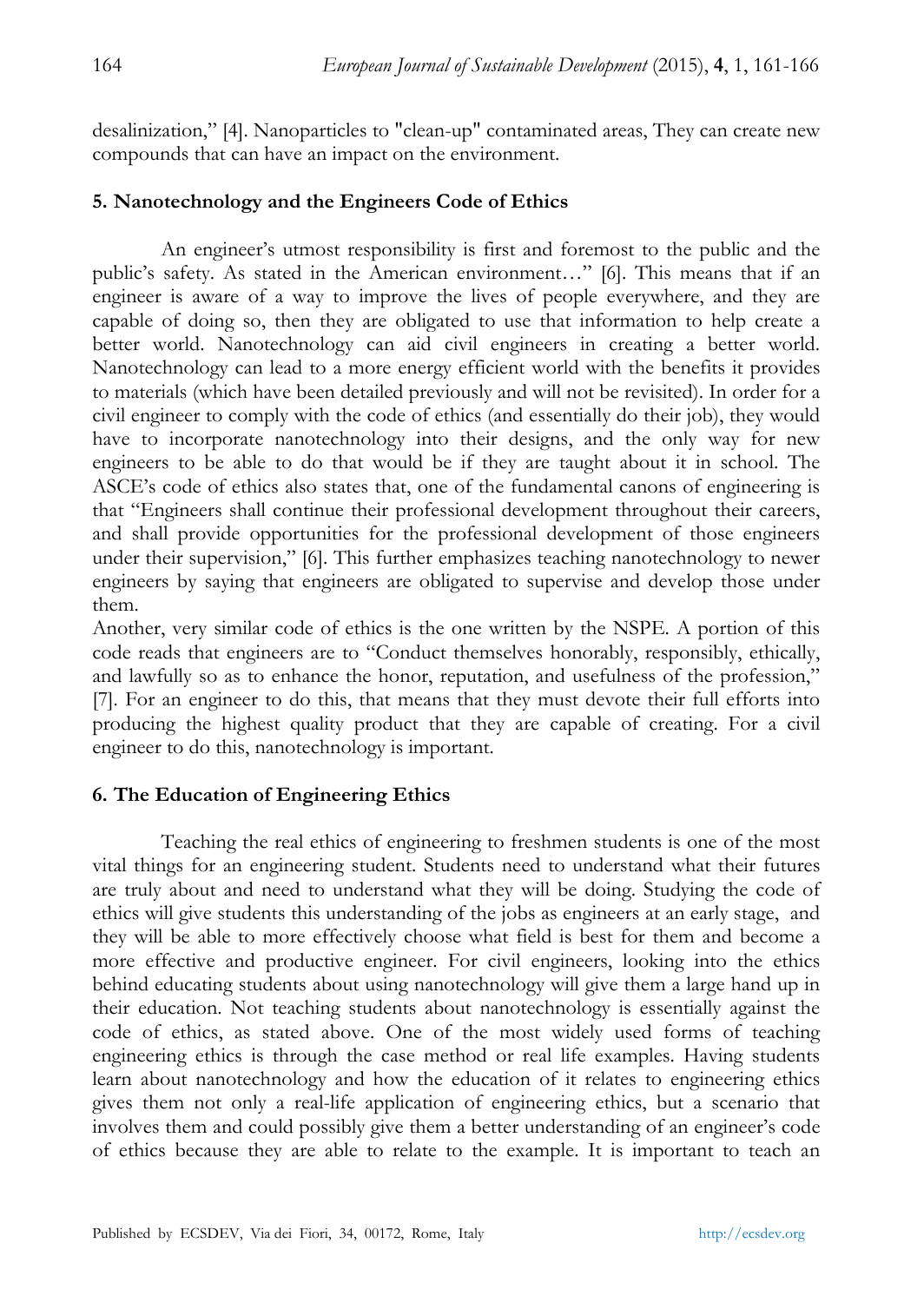desalinization," [4]. Nanoparticles to "clean-up" contaminated areas, They can create new compounds that can have an impact on the environment.

## 5. Nanotechnology and the Engineers Code of Ethics

An engineer's utmost responsibility is first and foremost to the public and the public's safety. As stated in the American environment…" [6]. This means that if an engineer is aware of a way to improve the lives of people everywhere, and they are capable of doing so, then they are obligated to use that information to help create a better world. Nanotechnology can aid civil engineers in creating a better world. Nanotechnology can lead to a more energy efficient world with the benefits it provides to materials (which have been detailed previously and will not be revisited). In order for a civil engineer to comply with the code of ethics (and essentially do their job), they would have to incorporate nanotechnology into their designs, and the only way for new engineers to be able to do that would be if they are taught about it in school. The ASCE's code of ethics also states that, one of the fundamental canons of engineering is that "Engineers shall continue their professional development throughout their careers, and shall provide opportunities for the professional development of those engineers under their supervision," [6]. This further emphasizes teaching nanotechnology to newer engineers by saying that engineers are obligated to supervise and develop those under them.

Another, very similar code of ethics is the one written by the NSPE. A portion of this code reads that engineers are to "Conduct themselves honorably, responsibly, ethically, and lawfully so as to enhance the honor, reputation, and usefulness of the profession," [7]. For an engineer to do this, that means that they must devote their full efforts into producing the highest quality product that they are capable of creating. For a civil engineer to do this, nanotechnology is important.

## 6. The Education of Engineering Ethics

Teaching the real ethics of engineering to freshmen students is one of the most vital things for an engineering student. Students need to understand what their futures are truly about and need to understand what they will be doing. Studying the code of ethics will give students this understanding of the jobs as engineers at an early stage, and they will be able to more effectively choose what field is best for them and become a more effective and productive engineer. For civil engineers, looking into the ethics behind educating students about using nanotechnology will give them a large hand up in their education. Not teaching students about nanotechnology is essentially against the code of ethics, as stated above. One of the most widely used forms of teaching engineering ethics is through the case method or real life examples. Having students learn about nanotechnology and how the education of it relates to engineering ethics gives them not only a real-life application of engineering ethics, but a scenario that involves them and could possibly give them a better understanding of an engineer's code of ethics because they are able to relate to the example. It is important to teach an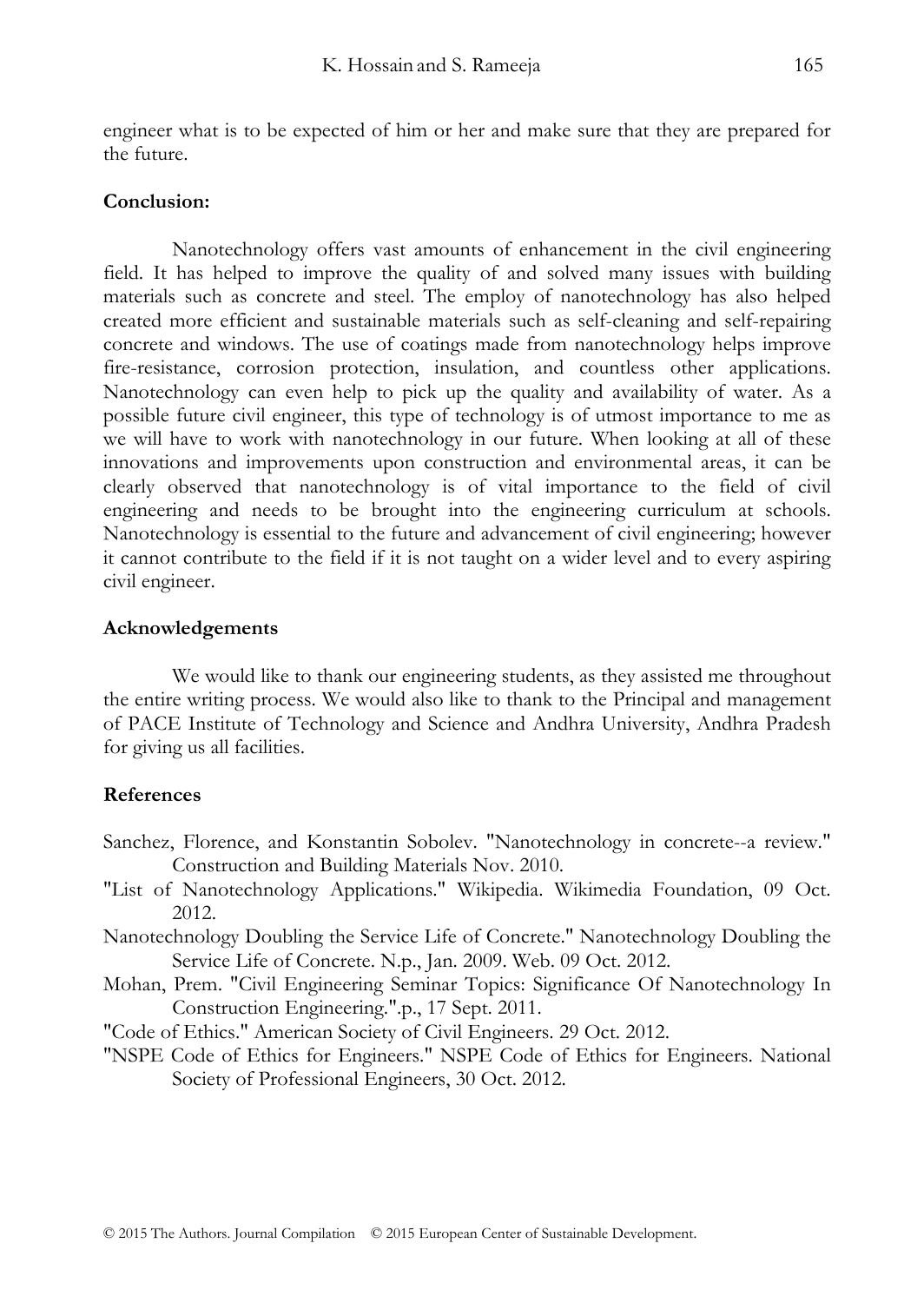engineer what is to be expected of him or her and make sure that they are prepared for the future.

**Conclusion:**

Nanotechnology offers vast amounts of enhancement in the civil engineering field. It has helped to improve the quality of and solved many issues with building materials such as concrete and steel. The employ of nanotechnology has also helped created more efficient and sustainable materials such as self-cleaning and self-repairing concrete and windows. The use of coatings made from nanotechnology helps improve fire-resistance, corrosion protection, insulation, and countless other applications. Nanotechnology can even help to pick up the quality and availability of water. As a possible future civil engineer, this type of technology is of utmost importance to me as we will have to work with nanotechnology in our future. When looking at all of these innovations and improvements upon construction and environmental areas, it can be clearly observed that nanotechnology is of vital importance to the field of civil engineering and needs to be brought into the engineering curriculum at schools. Nanotechnology is essential to the future and advancement of civil engineering; however it cannot contribute to the field if it is not taught on a wider level and to every aspiring civil engineer.

**Acknowledgements**

We would like to thank our engineering students, as they assisted me throughout the entire writing process. We would also like to thank to the Principal and management of PACE Institute of Technology and Science and Andhra University, Andhra Pradesh for giving us all facilities.

**References**

Sanchez, Florence, and Konstantin Sobolev. "Nanotechnology in concrete--a review." Construction and Building Materials Nov. 2010.

"List of Nanotechnology Applications." Wikipedia. Wikimedia Foundation, 09 Oct. 2012.

Nanotechnology Doubling the Service Life of Concrete." Nanotechnology Doubling the Service Life of Concrete. N.p., Jan. 2009. Web. 09 Oct. 2012.

Mohan, Prem. "Civil Engineering Seminar Topics: Significance Of Nanotechnology In Construction Engineering.".p., 17 Sept. 2011.

"Code of Ethics." American Society of Civil Engineers. 29 Oct. 2012.

"NSPE Code of Ethics for Engineers." NSPE Code of Ethics for Engineers. National Society of Professional Engineers, 30 Oct. 2012.